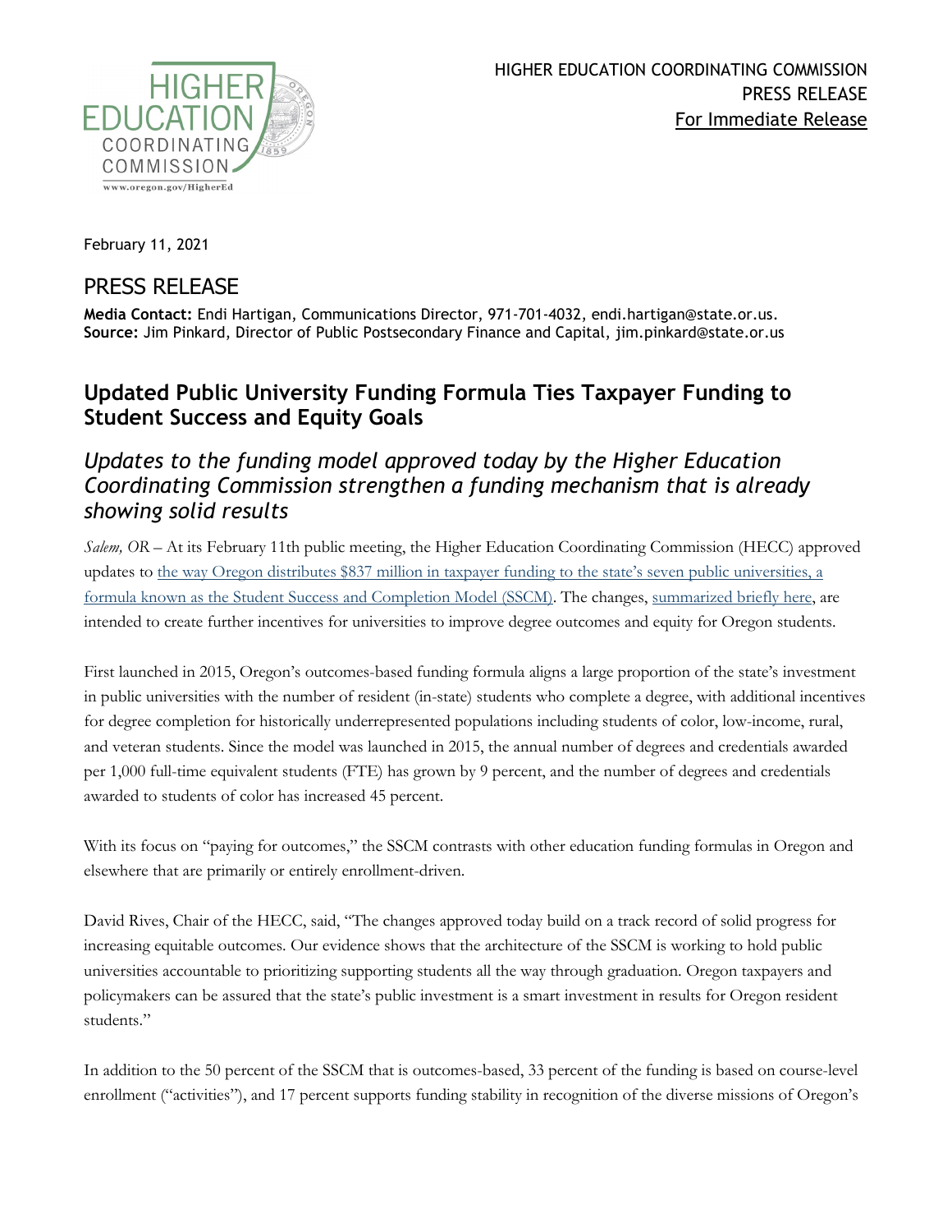HIGHER EDUCATION COORDINATING COMMISSION
PRESS RELEASE
For Immediate Release

February 11, 2021

## PRESS RELEASE

**Media Contact:** Endi Hartigan, Communications Director, 971-701-4032, endi.hartigan@state.or.us.
**Source:** Jim Pinkard, Director of Public Postsecondary Finance and Capital, jim.pinkard@state.or.us

# Updated Public University Funding Formula Ties Taxpayer Funding to Student Success and Equity Goals

## *Updates to the funding model approved today by the Higher Education Coordinating Commission strengthen a funding mechanism that is already showing solid results*

*Salem, OR* – At its February 11th public meeting, the Higher Education Coordinating Commission (HECC) approved updates to the way Oregon distributes $837 million in taxpayer funding to the state's seven public universities, a formula known as the Student Success and Completion Model (SSCM). The changes, summarized briefly here, are intended to create further incentives for universities to improve degree outcomes and equity for Oregon students.

First launched in 2015, Oregon's outcomes-based funding formula aligns a large proportion of the state's investment in public universities with the number of resident (in-state) students who complete a degree, with additional incentives for degree completion for historically underrepresented populations including students of color, low-income, rural, and veteran students. Since the model was launched in 2015, the annual number of degrees and credentials awarded per 1,000 full-time equivalent students (FTE) has grown by 9 percent, and the number of degrees and credentials awarded to students of color has increased 45 percent.

With its focus on "paying for outcomes," the SSCM contrasts with other education funding formulas in Oregon and elsewhere that are primarily or entirely enrollment-driven.

David Rives, Chair of the HECC, said, "The changes approved today build on a track record of solid progress for increasing equitable outcomes. Our evidence shows that the architecture of the SSCM is working to hold public universities accountable to prioritizing supporting students all the way through graduation. Oregon taxpayers and policymakers can be assured that the state's public investment is a smart investment in results for Oregon resident students."

In addition to the 50 percent of the SSCM that is outcomes-based, 33 percent of the funding is based on course-level enrollment ("activities"), and 17 percent supports funding stability in recognition of the diverse missions of Oregon's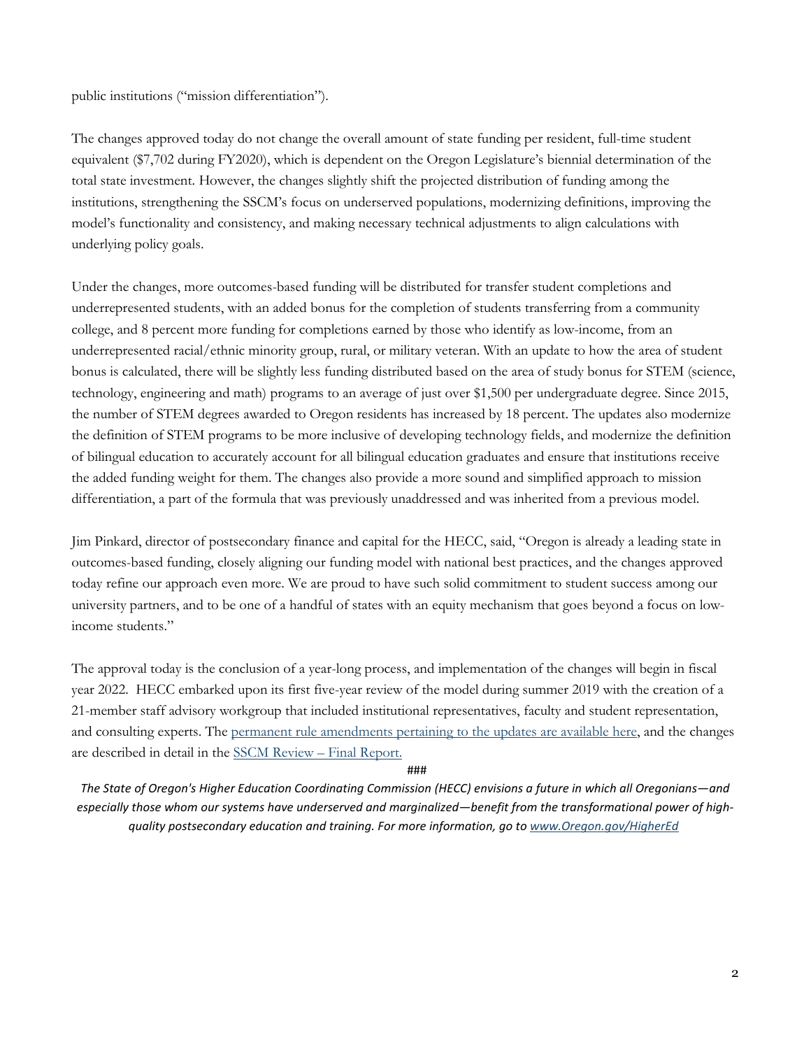public institutions ("mission differentiation").

The changes approved today do not change the overall amount of state funding per resident, full-time student equivalent ($7,702 during FY2020), which is dependent on the Oregon Legislature's biennial determination of the total state investment. However, the changes slightly shift the projected distribution of funding among the institutions, strengthening the SSCM's focus on underserved populations, modernizing definitions, improving the model's functionality and consistency, and making necessary technical adjustments to align calculations with underlying policy goals.

Under the changes, more outcomes-based funding will be distributed for transfer student completions and underrepresented students, with an added bonus for the completion of students transferring from a community college, and 8 percent more funding for completions earned by those who identify as low-income, from an underrepresented racial/ethnic minority group, rural, or military veteran. With an update to how the area of student bonus is calculated, there will be slightly less funding distributed based on the area of study bonus for STEM (science, technology, engineering and math) programs to an average of just over $1,500 per undergraduate degree. Since 2015, the number of STEM degrees awarded to Oregon residents has increased by 18 percent. The updates also modernize the definition of STEM programs to be more inclusive of developing technology fields, and modernize the definition of bilingual education to accurately account for all bilingual education graduates and ensure that institutions receive the added funding weight for them. The changes also provide a more sound and simplified approach to mission differentiation, a part of the formula that was previously unaddressed and was inherited from a previous model.

Jim Pinkard, director of postsecondary finance and capital for the HECC, said, "Oregon is already a leading state in outcomes-based funding, closely aligning our funding model with national best practices, and the changes approved today refine our approach even more. We are proud to have such solid commitment to student success among our university partners, and to be one of a handful of states with an equity mechanism that goes beyond a focus on low-income students."

The approval today is the conclusion of a year-long process, and implementation of the changes will begin in fiscal year 2022. HECC embarked upon its first five-year review of the model during summer 2019 with the creation of a 21-member staff advisory workgroup that included institutional representatives, faculty and student representation, and consulting experts. The [permanent rule amendments pertaining to the updates are available here](), and the changes are described in detail in the [SSCM Review – Final Report.]()

###

*The State of Oregon's Higher Education Coordinating Commission (HECC) envisions a future in which all Oregonians—and especially those whom our systems have underserved and marginalized—benefit from the transformational power of high-quality postsecondary education and training. For more information, go to [www.Oregon.gov/HigherEd](www.Oregon.gov/HigherEd)*